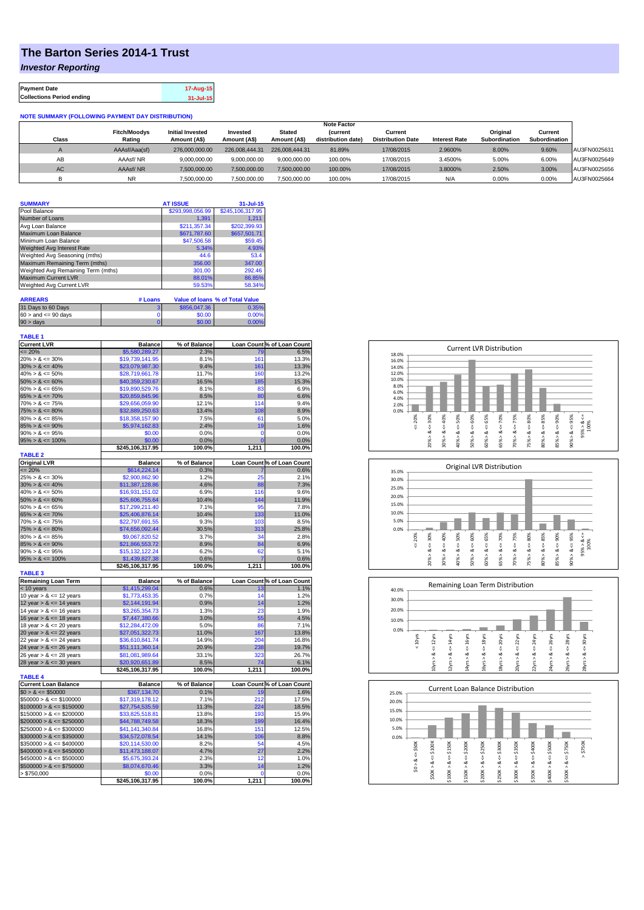# The Barton Series 2014-1 Trust

## *Investor Reporting*

| Payment Date | 17-Aug-15 |
|---|---|
| Collections Period ending | 31-Jul-15 |

**NOTE SUMMARY (FOLLOWING PAYMENT DAY DISTRIBUTION)**

| Class | Fitch/Moodys Rating | Initial Invested Amount (A$) | Invested Amount (A$) | Stated Amount (A$) | Note Factor (current distribution date) | Current Distribution Date | Interest Rate | Original Subordination | Current Subordination | |
|---|---|---|---|---|---|---|---|---|---|---|
| A | AAAsf/Aaa(sf) | 276,000,000.00 | 226,008,444.31 | 226,008,444.31 | 81.89% | 17/08/2015 | 2.9600% | 8.00% | 9.60% | AU3FN0025631 |
| AB | AAAsf/ NR | 9,000,000.00 | 9,000,000.00 | 9,000,000.00 | 100.00% | 17/08/2015 | 3.4500% | 5.00% | 6.00% | AU3FN0025649 |
| AC | AAAsf/ NR | 7,500,000.00 | 7,500,000.00 | 7,500,000.00 | 100.00% | 17/08/2015 | 3.8000% | 2.50% | 3.00% | AU3FN0025656 |
| B | NR | 7,500,000.00 | 7,500,000.00 | 7,500,000.00 | 100.00% | 17/08/2015 | N/A | 0.00% | 0.00% | AU3FN0025664 |

| SUMMARY | AT ISSUE | 31-Jul-15 |
|---|---|---|
| Pool Balance | $293,998,056.99 | $245,106,317.95 |
| Number of Loans | 1,391 | 1,211 |
| Avg Loan Balance | $211,357.34 | $202,399.93 |
| Maximum Loan Balance | $671,787.60 | $657,501.71 |
| Minimum Loan Balance | $47,506.58 | $59.45 |
| Weighted Avg Interest Rate | 5.34% | 4.93% |
| Weighted Avg Seasoning (mths) | 44.6 | 53.4 |
| Maximum Remaining Term (mths) | 356.00 | 347.00 |
| Weighted Avg Remaining Term (mths) | 301.00 | 292.46 |
| Maximum Current LVR | 88.01% | 86.85% |
| Weighted Avg Current LVR | 59.53% | 58.34% |

| ARREARS | # Loans | Value of loans | % of Total Value |
|---|---|---|---|
| 31 Days to 60 Days | 3 | $856,047.36 | 0.35% |
| 60 > and <= 90 days | 0 | $0.00 | 0.00% |
| 90 > days | 0 | $0.00 | 0.00% |

**TABLE 1**

| Current LVR | Balance | % of Balance | Loan Count | % of Loan Count |
|---|---|---|---|---|
| <= 20% | $5,580,289.27 | 2.3% | 79 | 6.5% |
| 20% > & <= 30% | $19,739,141.95 | 8.1% | 161 | 13.3% |
| 30% > & <= 40% | $23,079,987.30 | 9.4% | 161 | 13.3% |
| 40% > & <= 50% | $28,719,661.75 | 11.7% | 160 | 13.2% |
| 50% > & <= 60% | $40,359,230.67 | 16.5% | 185 | 15.3% |
| 60% > & <= 65% | $19,890,529.76 | 8.1% | 83 | 6.9% |
| 65% > & <= 70% | $20,859,845.96 | 8.5% | 80 | 6.6% |
| 70% > & <= 75% | $29,656,059.90 | 12.1% | 114 | 9.4% |
| 75% > & <= 80% | $32,889,250.63 | 13.4% | 108 | 8.9% |
| 80% > & <= 85% | $18,358,157.90 | 7.5% | 61 | 5.0% |
| 85% > & <= 90% | $5,974,162.83 | 2.4% | 19 | 1.6% |
| 90% > & <= 95% | $0.00 | 0.0% | 0 | 0.0% |
| 95% > & <= 100% | $0.00 | 0.0% | 0 | 0.0% |
| | $245,106,317.95 | 100.0% | 1,211 | 100.0% |

**TABLE 2**

| Original LVR | Balance | % of Balance | Loan Count | % of Loan Count |
|---|---|---|---|---|
| <= 20% | $614,224.14 | 0.3% | 7 | 0.6% |
| 25% > & <= 30% | $2,900,862.90 | 1.2% | 25 | 2.1% |
| 30% > & <= 40% | $11,387,128.86 | 4.6% | 88 | 7.3% |
| 40% > & <= 50% | $16,931,151.02 | 6.9% | 116 | 9.6% |
| 50% > & <= 60% | $25,606,755.64 | 10.4% | 144 | 11.9% |
| 60% > & <= 65% | $17,299,211.40 | 7.1% | 95 | 7.8% |
| 65% > & <= 70% | $25,406,876.14 | 10.4% | 133 | 11.0% |
| 70% > & <= 75% | $22,797,691.55 | 9.3% | 103 | 8.5% |
| 75% > & <= 80% | $74,656,092.44 | 30.5% | 313 | 25.8% |
| 80% > & <= 85% | $9,067,820.52 | 3.7% | 34 | 2.8% |
| 85% > & <= 90% | $21,866,553.72 | 8.9% | 84 | 6.9% |
| 90% > & <= 95% | $15,132,122.24 | 6.2% | 62 | 5.1% |
| 95% > & <= 100% | $1,439,827.38 | 0.6% | 7 | 0.6% |
| | $245,106,317.95 | 100.0% | 1,211 | 100.0% |

**TABLE 3**

| Remaining Loan Term | Balance | % of Balance | Loan Count | % of Loan Count |
|---|---|---|---|---|
| < 10 years | $1,415,299.04 | 0.6% | 13 | 1.1% |
| 10 year > & <= 12 years | $1,773,453.35 | 0.7% | 14 | 1.2% |
| 12 year > & <= 14 years | $2,144,191.94 | 0.9% | 14 | 1.2% |
| 14 year > & <= 16 years | $3,265,354.73 | 1.3% | 23 | 1.9% |
| 16 year > & <= 18 years | $7,447,380.66 | 3.0% | 55 | 4.5% |
| 18 year > & <= 20 years | $12,284,472.09 | 5.0% | 86 | 7.1% |
| 20 year > & <= 22 years | $27,051,322.73 | 11.0% | 167 | 13.8% |
| 22 year > & <= 24 years | $36,610,841.74 | 14.9% | 204 | 16.8% |
| 24 year > & <= 26 years | $51,111,360.14 | 20.9% | 238 | 19.7% |
| 26 year > & <= 28 years | $81,081,989.64 | 33.1% | 323 | 26.7% |
| 28 year > & <= 30 years | $20,920,651.89 | 8.5% | 74 | 6.1% |
| | $245,106,317.95 | 100.0% | 1,211 | 100.0% |

**TABLE 4**

| Current Loan Balance | Balance | % of Balance | Loan Count | % of Loan Count |
|---|---|---|---|---|
| $0 > & <= $50000 | $367,134.70 | 0.1% | 19 | 1.6% |
| $50000 > & <= $100000 | $17,319,178.12 | 7.1% | 212 | 17.5% |
| $100000 > & <= $150000 | $27,754,535.59 | 11.3% | 224 | 18.5% |
| $150000 > & <= $200000 | $33,825,518.81 | 13.8% | 193 | 15.9% |
| $200000 > & <= $250000 | $44,788,749.58 | 18.3% | 199 | 16.4% |
| $250000 > & <= $300000 | $41,141,340.84 | 16.8% | 151 | 12.5% |
| $300000 > & <= $350000 | $34,572,078.54 | 14.1% | 106 | 8.8% |
| $350000 > & <= $400000 | $20,114,530.00 | 8.2% | 54 | 4.5% |
| $400000 > & <= $450000 | $11,473,188.07 | 4.7% | 27 | 2.2% |
| $450000 > & <= $500000 | $5,675,393.24 | 2.3% | 12 | 1.0% |
| $500000 > & <= $750000 | $8,074,670.46 | 3.3% | 14 | 1.2% |
| > $750,000 | $0.00 | 0.0% | 0 | 0.0% |
| | $245,106,317.95 | 100.0% | 1,211 | 100.0% |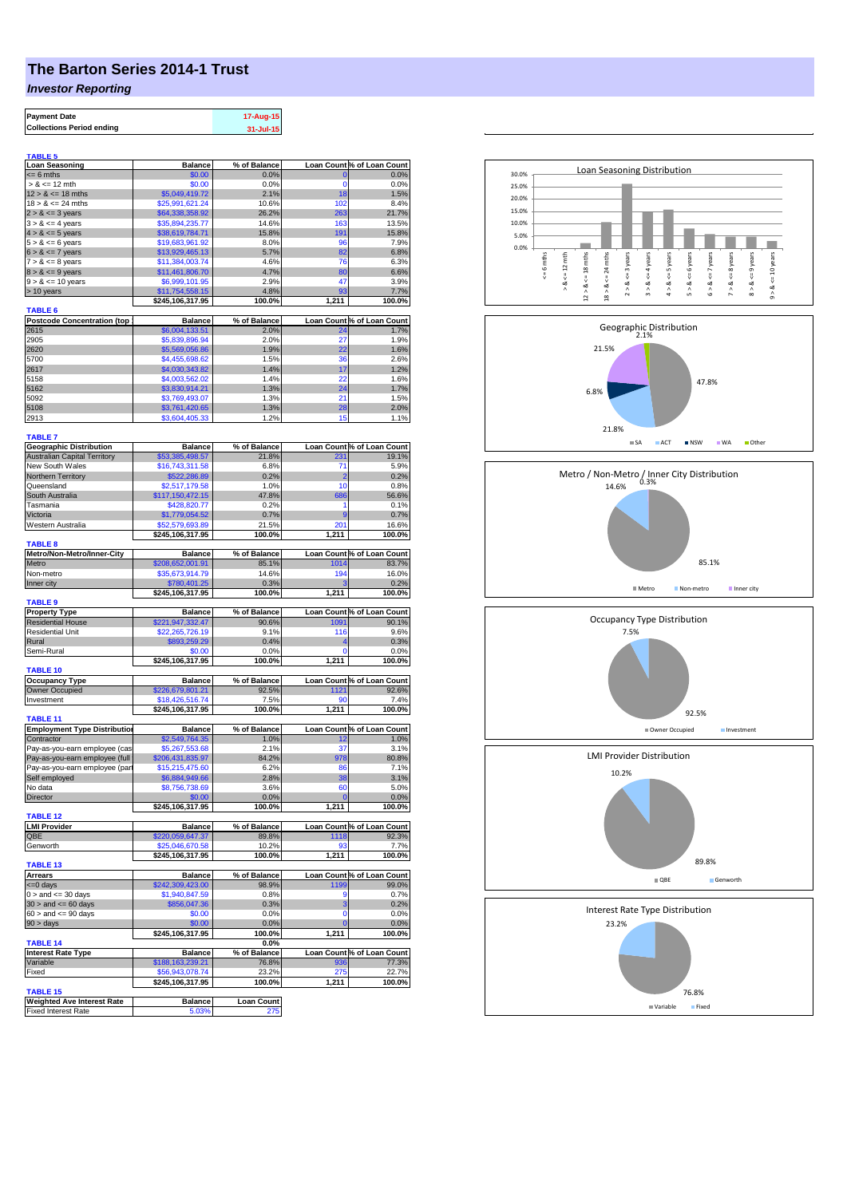# The Barton Series 2014-1 Trust

## *Investor Reporting*

| | |
|---|---|
| **Payment Date** | 17-Aug-15 |
| **Collections Period ending** | 31-Jul-15 |

**TABLE 5**

| Loan Seasoning | Balance | % of Balance | Loan Count | % of Loan Count |
|---|---|---|---|---|
| <= 6 mths | $0.00 | 0.0% | 0 | 0.0% |
| > & <= 12 mth | $0.00 | 0.0% | 0 | 0.0% |
| 12 > & <= 18 mths | $5,049,419.72 | 2.1% | 18 | 1.5% |
| 18 > & <= 24 mths | $25,991,621.24 | 10.6% | 102 | 8.4% |
| 2 > & <= 3 years | $64,338,358.92 | 26.2% | 263 | 21.7% |
| 3 > & <= 4 years | $35,894,235.77 | 14.6% | 163 | 13.5% |
| 4 > & <= 5 years | $38,619,784.71 | 15.8% | 191 | 15.8% |
| 5 > & <= 6 years | $19,683,961.92 | 8.0% | 96 | 7.9% |
| 6 > & <= 7 years | $13,929,465.13 | 5.7% | 82 | 6.8% |
| 7 > & <= 8 years | $11,384,003.74 | 4.6% | 76 | 6.3% |
| 8 > & <= 9 years | $11,461,806.70 | 4.7% | 80 | 6.6% |
| 9 > & <= 10 years | $6,999,101.95 | 2.9% | 47 | 3.9% |
| > 10 years | $11,754,558.15 | 4.8% | 93 | 7.7% |
| | $245,106,317.95 | 100.0% | 1,211 | 100.0% |

**TABLE 6**

| Postcode Concentration (top 10) | Balance | % of Balance | Loan Count | % of Loan Count |
|---|---|---|---|---|
| 2615 | $6,004,133.51 | 2.0% | 24 | 1.7% |
| 2905 | $5,839,896.94 | 2.0% | 27 | 1.9% |
| 2620 | $5,569,056.86 | 1.9% | 22 | 1.6% |
| 5700 | $4,455,698.62 | 1.5% | 36 | 2.6% |
| 2617 | $4,030,343.82 | 1.4% | 17 | 1.2% |
| 5158 | $4,003,562.02 | 1.4% | 22 | 1.6% |
| 5162 | $3,830,914.21 | 1.3% | 24 | 1.7% |
| 5092 | $3,769,493.07 | 1.3% | 21 | 1.5% |
| 5108 | $3,761,420.65 | 1.3% | 28 | 2.0% |
| 2913 | $3,604,405.33 | 1.2% | 15 | 1.1% |

**TABLE 7**

| Geographic Distribution | Balance | % of Balance | Loan Count | % of Loan Count |
|---|---|---|---|---|
| Australian Capital Territory | $53,385,498.57 | 21.8% | 231 | 19.1% |
| New South Wales | $16,743,311.58 | 6.8% | 71 | 5.9% |
| Northern Territory | $522,286.89 | 0.2% | 2 | 0.2% |
| Queensland | $2,517,179.58 | 1.0% | 10 | 0.8% |
| South Australia | $117,150,472.15 | 47.8% | 686 | 56.6% |
| Tasmania | $428,820.77 | 0.2% | 1 | 0.1% |
| Victoria | $1,779,054.52 | 0.7% | 9 | 0.7% |
| Western Australia | $52,579,693.89 | 21.5% | 201 | 16.6% |
| | $245,106,317.95 | 100.0% | 1,211 | 100.0% |

**TABLE 8**

| Metro/Non-Metro/Inner-City | Balance | % of Balance | Loan Count | % of Loan Count |
|---|---|---|---|---|
| Metro | $208,652,001.91 | 85.1% | 1014 | 83.7% |
| Non-metro | $35,673,914.79 | 14.6% | 194 | 16.0% |
| Inner city | $780,401.25 | 0.3% | 3 | 0.2% |
| | $245,106,317.95 | 100.0% | 1,211 | 100.0% |

**TABLE 9**

| Property Type | Balance | % of Balance | Loan Count | % of Loan Count |
|---|---|---|---|---|
| Residential House | $221,947,332.47 | 90.6% | 1091 | 90.1% |
| Residential Unit | $22,265,726.19 | 9.1% | 116 | 9.6% |
| Rural | $893,259.29 | 0.4% | 4 | 0.3% |
| Semi-Rural | $0.00 | 0.0% | 0 | 0.0% |
| | $245,106,317.95 | 100.0% | 1,211 | 100.0% |

**TABLE 10**

| Occupancy Type | Balance | % of Balance | Loan Count | % of Loan Count |
|---|---|---|---|---|
| Owner Occupied | $226,679,801.21 | 92.5% | 1121 | 92.6% |
| Investment | $18,426,516.74 | 7.5% | 90 | 7.4% |
| | $245,106,317.95 | 100.0% | 1,211 | 100.0% |

**TABLE 11**

| Employment Type Distribution | Balance | % of Balance | Loan Count | % of Loan Count |
|---|---|---|---|---|
| Contractor | $2,549,764.35 | 1.0% | 12 | 1.0% |
| Pay-as-you-earn employee (casual) | $5,267,553.68 | 2.1% | 37 | 3.1% |
| Pay-as-you-earn employee (full time) | $206,431,835.97 | 84.2% | 978 | 80.8% |
| Pay-as-you-earn employee (part time) | $15,215,475.60 | 6.2% | 86 | 7.1% |
| Self employed | $6,884,949.66 | 2.8% | 38 | 3.1% |
| No data | $8,756,738.69 | 3.6% | 60 | 5.0% |
| Director | $0.00 | 0.0% | 0 | 0.0% |
| | $245,106,317.95 | 100.0% | 1,211 | 100.0% |

**TABLE 12**

| LMI Provider | Balance | % of Balance | Loan Count | % of Loan Count |
|---|---|---|---|---|
| QBE | $220,059,647.37 | 89.8% | 1118 | 92.3% |
| Genworth | $25,046,670.58 | 10.2% | 93 | 7.7% |
| | $245,106,317.95 | 100.0% | 1,211 | 100.0% |

**TABLE 13**

| Arrears | Balance | % of Balance | Loan Count | % of Loan Count |
|---|---|---|---|---|
| <=0 days | $242,309,423.00 | 98.9% | 1199 | 99.0% |
| 0 > and <= 30 days | $1,940,847.59 | 0.8% | 9 | 0.7% |
| 30 > and <= 60 days | $856,047.36 | 0.3% | 3 | 0.2% |
| 60 > and <= 90 days | $0.00 | 0.0% | 0 | 0.0% |
| 90 > days | $0.00 | 0.0% | 0 | 0.0% |
| | $245,106,317.95 | 100.0% | 1,211 | 100.0% |
| | | 0.0% | | |

**TABLE 14**

| Interest Rate Type | Balance | % of Balance | Loan Count | % of Loan Count |
|---|---|---|---|---|
| Variable | $188,163,239.21 | 76.8% | 936 | 77.3% |
| Fixed | $56,943,078.74 | 23.2% | 275 | 22.7% |
| | $245,106,317.95 | 100.0% | 1,211 | 100.0% |

**TABLE 15**

| Weighted Ave Interest Rate | Balance | Loan Count |
|---|---|---|
| Fixed Interest Rate | 5.03% | 275 |

Loan Seasoning Distribution
30.0%
25.0%
20.0%
15.0%
10.0%
5.0%
0.0%
<= 6 mths
> & <= 12 mth
12 > & <= 18 mths
18 > & <= 24 mths
2 > & <= 3 years
3 > & <= 4 years
4 > & <= 5 years
5 > & <= 6 years
6 > & <= 7 years
7 > & <= 8 years
8 > & <= 9 years
9 > & <= 10 years

Geographic Distribution
2.1%
21.5%
6.8%
21.8%
47.8%
SA ACT NSW WA Other

Metro / Non-Metro / Inner City Distribution
0.3%
14.6%
85.1%
Metro Non-metro Inner city

Occupancy Type Distribution
7.5%
92.5%
Owner Occupied Investment

LMI Provider Distribution
10.2%
89.8%
QBE Genworth

Interest Rate Type Distribution
23.2%
76.8%
Variable Fixed